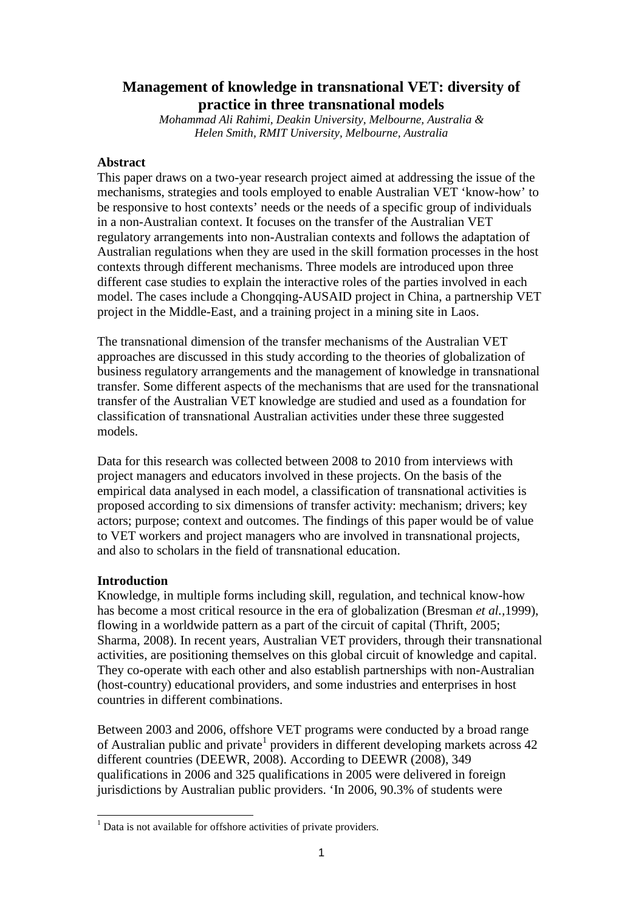# Management of knowledge in transnational VET: diversity of practice in three transnational models

*Mohammad Ali Rahimi, Deakin University, Melbourne, Australia & Helen Smith, RMIT University, Melbourne, Australia*

**Abstract**

This paper draws on a two-year research project aimed at addressing the issue of the mechanisms, strategies and tools employed to enable Australian VET 'know-how' to be responsive to host contexts' needs or the needs of a specific group of individuals in a non-Australian context. It focuses on the transfer of the Australian VET regulatory arrangements into non-Australian contexts and follows the adaptation of Australian regulations when they are used in the skill formation processes in the host contexts through different mechanisms. Three models are introduced upon three different case studies to explain the interactive roles of the parties involved in each model. The cases include a Chongqing-AUSAID project in China, a partnership VET project in the Middle-East, and a training project in a mining site in Laos.

The transnational dimension of the transfer mechanisms of the Australian VET approaches are discussed in this study according to the theories of globalization of business regulatory arrangements and the management of knowledge in transnational transfer. Some different aspects of the mechanisms that are used for the transnational transfer of the Australian VET knowledge are studied and used as a foundation for classification of transnational Australian activities under these three suggested models.

Data for this research was collected between 2008 to 2010 from interviews with project managers and educators involved in these projects. On the basis of the empirical data analysed in each model, a classification of transnational activities is proposed according to six dimensions of transfer activity: mechanism; drivers; key actors; purpose; context and outcomes. The findings of this paper would be of value to VET workers and project managers who are involved in transnational projects, and also to scholars in the field of transnational education.

**Introduction**

Knowledge, in multiple forms including skill, regulation, and technical know-how has become a most critical resource in the era of globalization (Bresman *et al.*,1999), flowing in a worldwide pattern as a part of the circuit of capital (Thrift, 2005; Sharma, 2008). In recent years, Australian VET providers, through their transnational activities, are positioning themselves on this global circuit of knowledge and capital. They co-operate with each other and also establish partnerships with non-Australian (host-country) educational providers, and some industries and enterprises in host countries in different combinations.

Between 2003 and 2006, offshore VET programs were conducted by a broad range of Australian public and private[1] providers in different developing markets across 42 different countries (DEEWR, 2008). According to DEEWR (2008), 349 qualifications in 2006 and 325 qualifications in 2005 were delivered in foreign jurisdictions by Australian public providers. 'In 2006, 90.3% of students were

[1] Data is not available for offshore activities of private providers.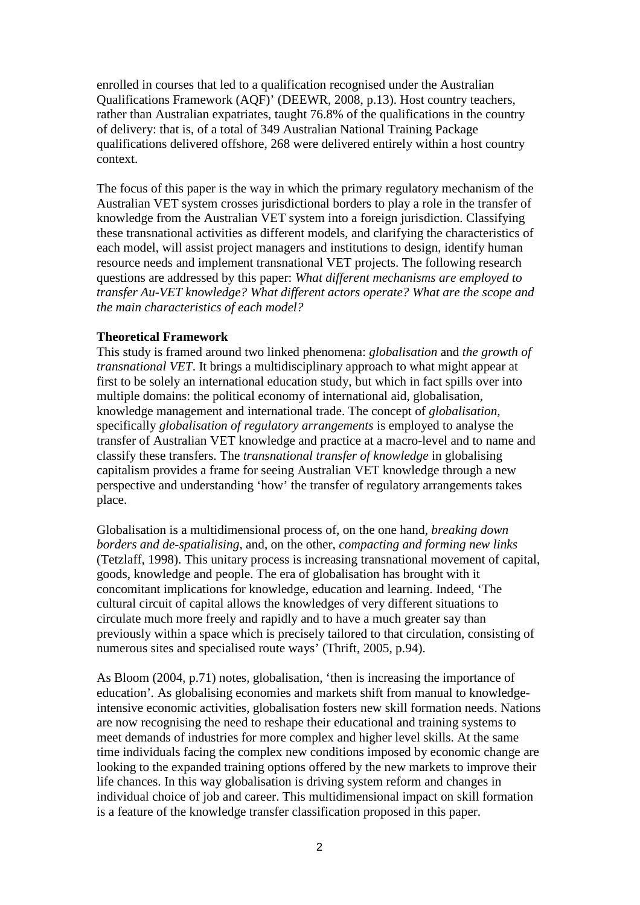enrolled in courses that led to a qualification recognised under the Australian Qualifications Framework (AQF)' (DEEWR, 2008, p.13). Host country teachers, rather than Australian expatriates, taught 76.8% of the qualifications in the country of delivery: that is, of a total of 349 Australian National Training Package qualifications delivered offshore, 268 were delivered entirely within a host country context.

The focus of this paper is the way in which the primary regulatory mechanism of the Australian VET system crosses jurisdictional borders to play a role in the transfer of knowledge from the Australian VET system into a foreign jurisdiction. Classifying these transnational activities as different models, and clarifying the characteristics of each model, will assist project managers and institutions to design, identify human resource needs and implement transnational VET projects. The following research questions are addressed by this paper: *What different mechanisms are employed to transfer Au-VET knowledge? What different actors operate? What are the scope and the main characteristics of each model?*

**Theoretical Framework**

This study is framed around two linked phenomena: *globalisation* and *the growth of transnational VET*. It brings a multidisciplinary approach to what might appear at first to be solely an international education study, but which in fact spills over into multiple domains: the political economy of international aid, globalisation, knowledge management and international trade. The concept of *globalisation*, specifically *globalisation of regulatory arrangements* is employed to analyse the transfer of Australian VET knowledge and practice at a macro-level and to name and classify these transfers. The *transnational transfer of knowledge* in globalising capitalism provides a frame for seeing Australian VET knowledge through a new perspective and understanding 'how' the transfer of regulatory arrangements takes place.

Globalisation is a multidimensional process of, on the one hand, *breaking down borders and de-spatialising*, and, on the other, *compacting and forming new links* (Tetzlaff, 1998). This unitary process is increasing transnational movement of capital, goods, knowledge and people. The era of globalisation has brought with it concomitant implications for knowledge, education and learning. Indeed, 'The cultural circuit of capital allows the knowledges of very different situations to circulate much more freely and rapidly and to have a much greater say than previously within a space which is precisely tailored to that circulation, consisting of numerous sites and specialised route ways' (Thrift, 2005, p.94).

As Bloom (2004, p.71) notes, globalisation, 'then is increasing the importance of education'. As globalising economies and markets shift from manual to knowledge-intensive economic activities, globalisation fosters new skill formation needs. Nations are now recognising the need to reshape their educational and training systems to meet demands of industries for more complex and higher level skills. At the same time individuals facing the complex new conditions imposed by economic change are looking to the expanded training options offered by the new markets to improve their life chances. In this way globalisation is driving system reform and changes in individual choice of job and career. This multidimensional impact on skill formation is a feature of the knowledge transfer classification proposed in this paper.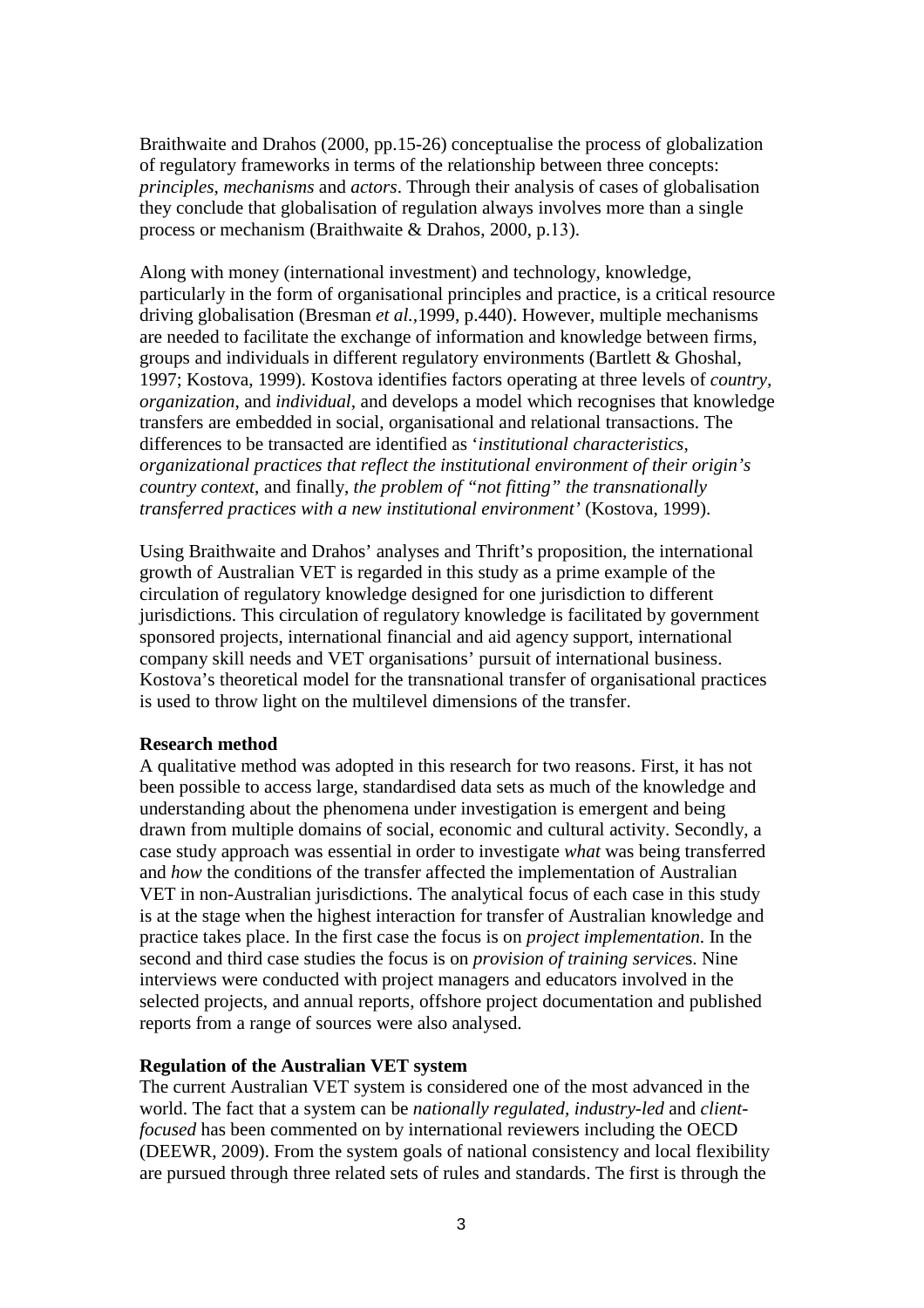Braithwaite and Drahos (2000, pp.15-26) conceptualise the process of globalization of regulatory frameworks in terms of the relationship between three concepts: *principles*, *mechanisms* and *actors*. Through their analysis of cases of globalisation they conclude that globalisation of regulation always involves more than a single process or mechanism (Braithwaite & Drahos, 2000, p.13).

Along with money (international investment) and technology, knowledge, particularly in the form of organisational principles and practice, is a critical resource driving globalisation (Bresman *et al.*,1999, p.440). However, multiple mechanisms are needed to facilitate the exchange of information and knowledge between firms, groups and individuals in different regulatory environments (Bartlett & Ghoshal, 1997; Kostova, 1999). Kostova identifies factors operating at three levels of *country, organization*, and *individual,* and develops a model which recognises that knowledge transfers are embedded in social, organisational and relational transactions. The differences to be transacted are identified as '*institutional characteristics*, *organizational practices that reflect the institutional environment of their origin's country context,* and finally, *the problem of "not fitting" the transnationally transferred practices with a new institutional environment'* (Kostova, 1999).

Using Braithwaite and Drahos' analyses and Thrift's proposition, the international growth of Australian VET is regarded in this study as a prime example of the circulation of regulatory knowledge designed for one jurisdiction to different jurisdictions. This circulation of regulatory knowledge is facilitated by government sponsored projects, international financial and aid agency support, international company skill needs and VET organisations' pursuit of international business. Kostova's theoretical model for the transnational transfer of organisational practices is used to throw light on the multilevel dimensions of the transfer.

**Research method**

A qualitative method was adopted in this research for two reasons. First, it has not been possible to access large, standardised data sets as much of the knowledge and understanding about the phenomena under investigation is emergent and being drawn from multiple domains of social, economic and cultural activity. Secondly, a case study approach was essential in order to investigate *what* was being transferred and *how* the conditions of the transfer affected the implementation of Australian VET in non-Australian jurisdictions. The analytical focus of each case in this study is at the stage when the highest interaction for transfer of Australian knowledge and practice takes place. In the first case the focus is on *project implementation*. In the second and third case studies the focus is on *provision of training service*s. Nine interviews were conducted with project managers and educators involved in the selected projects, and annual reports, offshore project documentation and published reports from a range of sources were also analysed.

**Regulation of the Australian VET system**

The current Australian VET system is considered one of the most advanced in the world. The fact that a system can be *nationally regulated, industry-led* and *client-focused* has been commented on by international reviewers including the OECD (DEEWR, 2009). From the system goals of national consistency and local flexibility are pursued through three related sets of rules and standards. The first is through the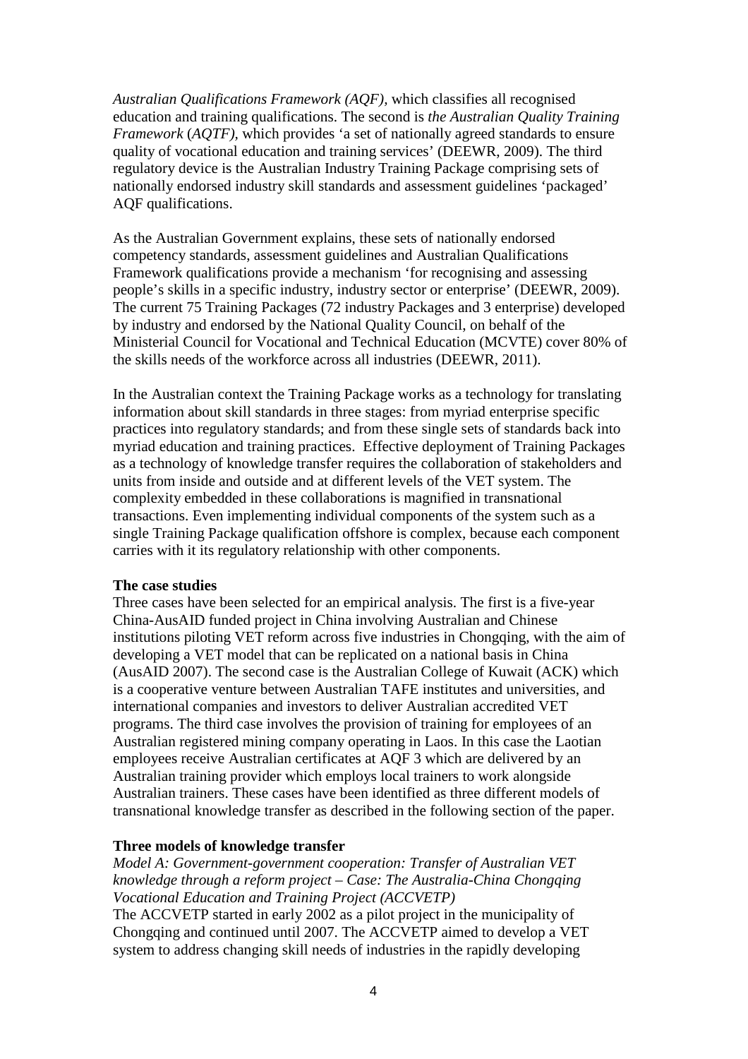*Australian Qualifications Framework (AQF)*, which classifies all recognised education and training qualifications. The second is *the Australian Quality Training Framework* (*AQTF)*, which provides 'a set of nationally agreed standards to ensure quality of vocational education and training services' (DEEWR, 2009). The third regulatory device is the Australian Industry Training Package comprising sets of nationally endorsed industry skill standards and assessment guidelines 'packaged' AQF qualifications.

As the Australian Government explains, these sets of nationally endorsed competency standards, assessment guidelines and Australian Qualifications Framework qualifications provide a mechanism 'for recognising and assessing people's skills in a specific industry, industry sector or enterprise' (DEEWR, 2009). The current 75 Training Packages (72 industry Packages and 3 enterprise) developed by industry and endorsed by the National Quality Council, on behalf of the Ministerial Council for Vocational and Technical Education (MCVTE) cover 80% of the skills needs of the workforce across all industries (DEEWR, 2011).

In the Australian context the Training Package works as a technology for translating information about skill standards in three stages: from myriad enterprise specific practices into regulatory standards; and from these single sets of standards back into myriad education and training practices. Effective deployment of Training Packages as a technology of knowledge transfer requires the collaboration of stakeholders and units from inside and outside and at different levels of the VET system. The complexity embedded in these collaborations is magnified in transnational transactions. Even implementing individual components of the system such as a single Training Package qualification offshore is complex, because each component carries with it its regulatory relationship with other components.

**The case studies**

Three cases have been selected for an empirical analysis. The first is a five-year China-AusAID funded project in China involving Australian and Chinese institutions piloting VET reform across five industries in Chongqing, with the aim of developing a VET model that can be replicated on a national basis in China (AusAID 2007). The second case is the Australian College of Kuwait (ACK) which is a cooperative venture between Australian TAFE institutes and universities, and international companies and investors to deliver Australian accredited VET programs. The third case involves the provision of training for employees of an Australian registered mining company operating in Laos. In this case the Laotian employees receive Australian certificates at AQF 3 which are delivered by an Australian training provider which employs local trainers to work alongside Australian trainers. These cases have been identified as three different models of transnational knowledge transfer as described in the following section of the paper.

**Three models of knowledge transfer**

*Model A: Government-government cooperation: Transfer of Australian VET knowledge through a reform project – Case: The Australia-China Chongqing Vocational Education and Training Project (ACCVETP)*

The ACCVETP started in early 2002 as a pilot project in the municipality of Chongqing and continued until 2007. The ACCVETP aimed to develop a VET system to address changing skill needs of industries in the rapidly developing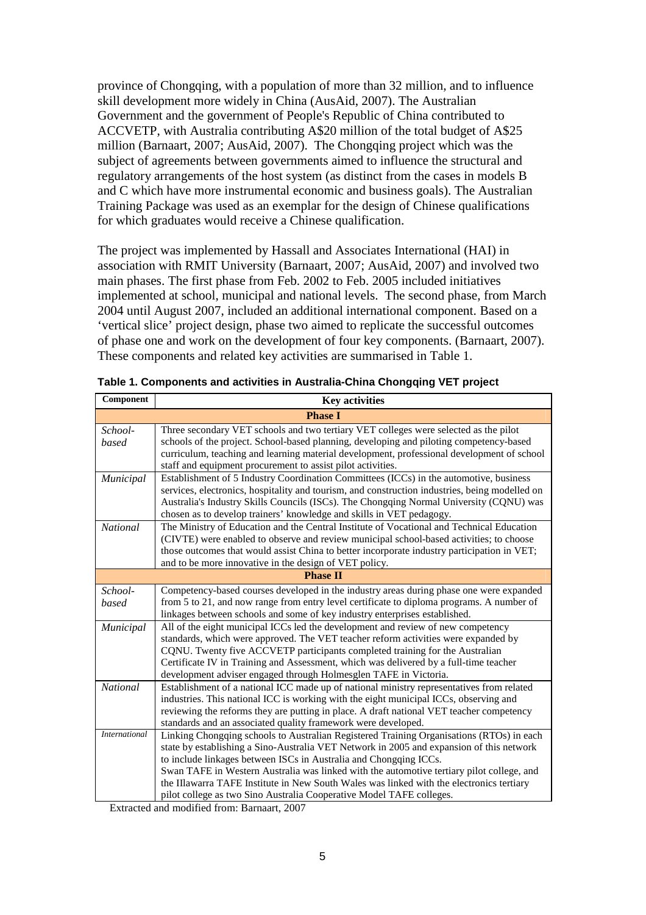province of Chongqing, with a population of more than 32 million, and to influence skill development more widely in China (AusAid, 2007). The Australian Government and the government of People's Republic of China contributed to ACCVETP, with Australia contributing A$20 million of the total budget of A$25 million (Barnaart, 2007; AusAid, 2007). The Chongqing project which was the subject of agreements between governments aimed to influence the structural and regulatory arrangements of the host system (as distinct from the cases in models B and C which have more instrumental economic and business goals). The Australian Training Package was used as an exemplar for the design of Chinese qualifications for which graduates would receive a Chinese qualification.

The project was implemented by Hassall and Associates International (HAI) in association with RMIT University (Barnaart, 2007; AusAid, 2007) and involved two main phases. The first phase from Feb. 2002 to Feb. 2005 included initiatives implemented at school, municipal and national levels. The second phase, from March 2004 until August 2007, included an additional international component. Based on a 'vertical slice' project design, phase two aimed to replicate the successful outcomes of phase one and work on the development of four key components. (Barnaart, 2007). These components and related key activities are summarised in Table 1.

**Table 1. Components and activities in Australia-China Chongqing VET project**

| Component | Key activities |
|---|---|
| **Phase I** | |
| *School-based* | Three secondary VET schools and two tertiary VET colleges were selected as the pilot schools of the project. School-based planning, developing and piloting competency-based curriculum, teaching and learning material development, professional development of school staff and equipment procurement to assist pilot activities. |
| *Municipal* | Establishment of 5 Industry Coordination Committees (ICCs) in the automotive, business services, electronics, hospitality and tourism, and construction industries, being modelled on Australia's Industry Skills Councils (ISCs). The Chongqing Normal University (CQNU) was chosen as to develop trainers' knowledge and skills in VET pedagogy. |
| *National* | The Ministry of Education and the Central Institute of Vocational and Technical Education (CIVTE) were enabled to observe and review municipal school-based activities; to choose those outcomes that would assist China to better incorporate industry participation in VET; and to be more innovative in the design of VET policy. |
| **Phase II** | |
| *School-based* | Competency-based courses developed in the industry areas during phase one were expanded from 5 to 21, and now range from entry level certificate to diploma programs. A number of linkages between schools and some of key industry enterprises established. |
| *Municipal* | All of the eight municipal ICCs led the development and review of new competency standards, which were approved. The VET teacher reform activities were expanded by CQNU. Twenty five ACCVETP participants completed training for the Australian Certificate IV in Training and Assessment, which was delivered by a full-time teacher development adviser engaged through Holmesglen TAFE in Victoria. |
| *National* | Establishment of a national ICC made up of national ministry representatives from related industries. This national ICC is working with the eight municipal ICCs, observing and reviewing the reforms they are putting in place. A draft national VET teacher competency standards and an associated quality framework were developed. |
| *International* | Linking Chongqing schools to Australian Registered Training Organisations (RTOs) in each state by establishing a Sino-Australia VET Network in 2005 and expansion of this network to include linkages between ISCs in Australia and Chongqing ICCs. Swan TAFE in Western Australia was linked with the automotive tertiary pilot college, and the Illawarra TAFE Institute in New South Wales was linked with the electronics tertiary pilot college as two Sino Australia Cooperative Model TAFE colleges. |

Extracted and modified from: Barnaart, 2007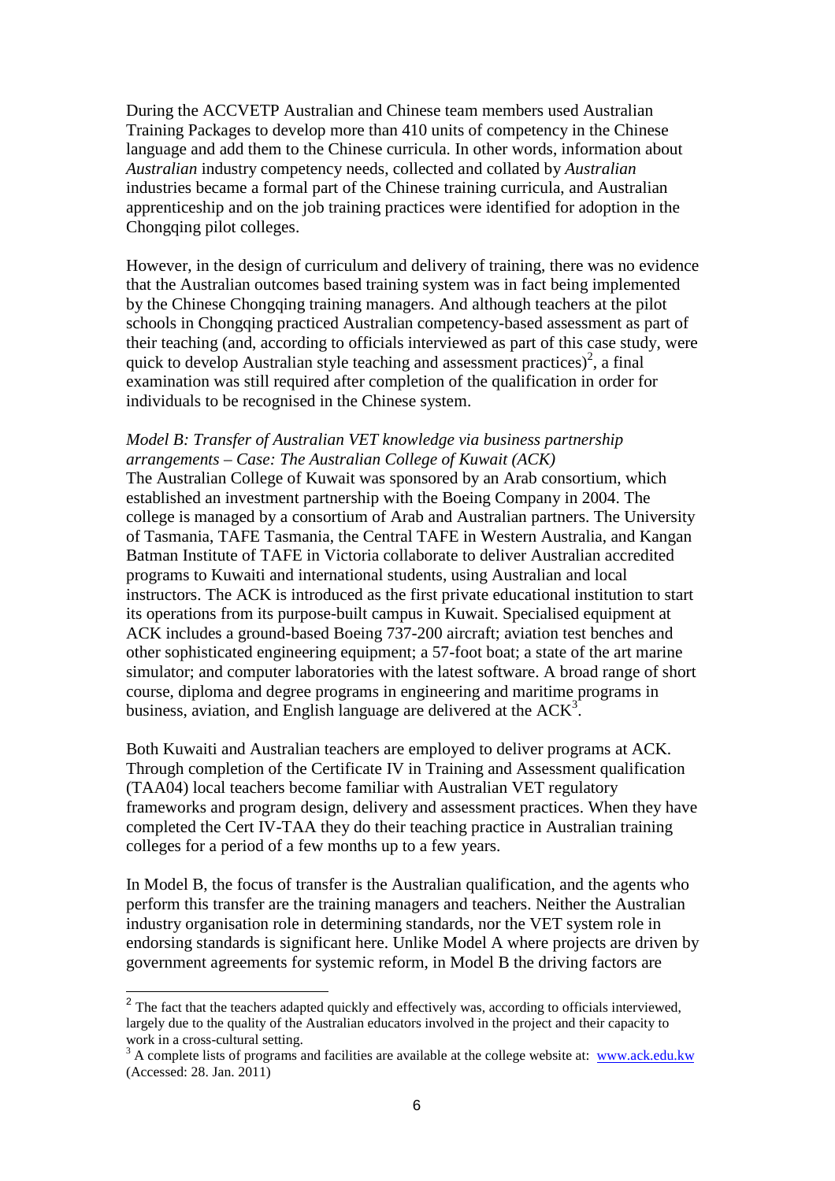During the ACCVETP Australian and Chinese team members used Australian Training Packages to develop more than 410 units of competency in the Chinese language and add them to the Chinese curricula. In other words, information about *Australian* industry competency needs, collected and collated by *Australian* industries became a formal part of the Chinese training curricula, and Australian apprenticeship and on the job training practices were identified for adoption in the Chongqing pilot colleges.

However, in the design of curriculum and delivery of training, there was no evidence that the Australian outcomes based training system was in fact being implemented by the Chinese Chongqing training managers. And although teachers at the pilot schools in Chongqing practiced Australian competency-based assessment as part of their teaching (and, according to officials interviewed as part of this case study, were quick to develop Australian style teaching and assessment practices)[2], a final examination was still required after completion of the qualification in order for individuals to be recognised in the Chinese system.

*Model B: Transfer of Australian VET knowledge via business partnership arrangements – Case: The Australian College of Kuwait (ACK)*

The Australian College of Kuwait was sponsored by an Arab consortium, which established an investment partnership with the Boeing Company in 2004. The college is managed by a consortium of Arab and Australian partners. The University of Tasmania, TAFE Tasmania, the Central TAFE in Western Australia, and Kangan Batman Institute of TAFE in Victoria collaborate to deliver Australian accredited programs to Kuwaiti and international students, using Australian and local instructors. The ACK is introduced as the first private educational institution to start its operations from its purpose-built campus in Kuwait. Specialised equipment at ACK includes a ground-based Boeing 737-200 aircraft; aviation test benches and other sophisticated engineering equipment; a 57-foot boat; a state of the art marine simulator; and computer laboratories with the latest software. A broad range of short course, diploma and degree programs in engineering and maritime programs in business, aviation, and English language are delivered at the ACK[3].

Both Kuwaiti and Australian teachers are employed to deliver programs at ACK. Through completion of the Certificate IV in Training and Assessment qualification (TAA04) local teachers become familiar with Australian VET regulatory frameworks and program design, delivery and assessment practices. When they have completed the Cert IV-TAA they do their teaching practice in Australian training colleges for a period of a few months up to a few years.

In Model B, the focus of transfer is the Australian qualification, and the agents who perform this transfer are the training managers and teachers. Neither the Australian industry organisation role in determining standards, nor the VET system role in endorsing standards is significant here. Unlike Model A where projects are driven by government agreements for systemic reform, in Model B the driving factors are

---

[2] The fact that the teachers adapted quickly and effectively was, according to officials interviewed, largely due to the quality of the Australian educators involved in the project and their capacity to work in a cross-cultural setting.

[3] A complete lists of programs and facilities are available at the college website at: www.ack.edu.kw (Accessed: 28. Jan. 2011)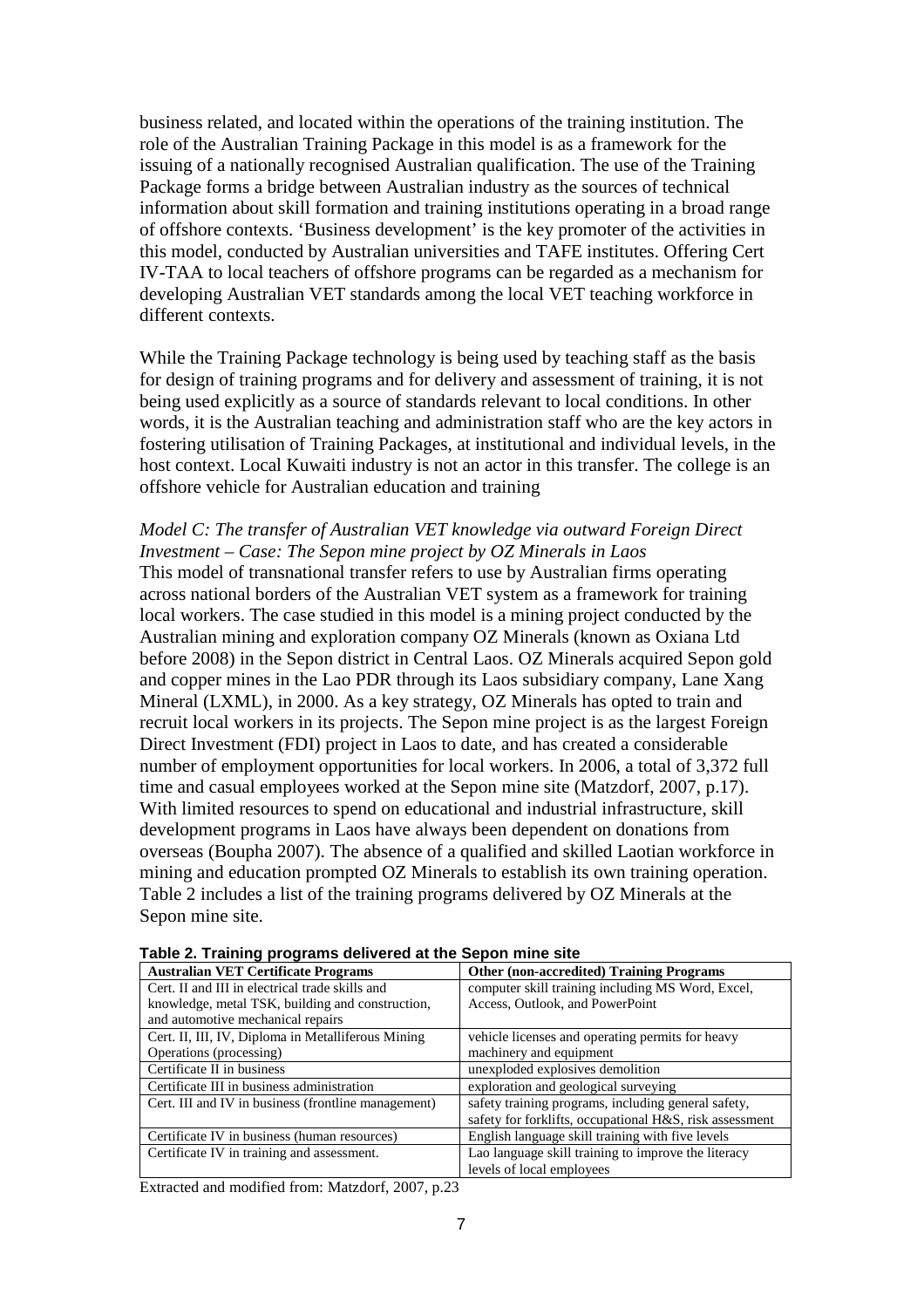business related, and located within the operations of the training institution. The role of the Australian Training Package in this model is as a framework for the issuing of a nationally recognised Australian qualification. The use of the Training Package forms a bridge between Australian industry as the sources of technical information about skill formation and training institutions operating in a broad range of offshore contexts. 'Business development' is the key promoter of the activities in this model, conducted by Australian universities and TAFE institutes. Offering Cert IV-TAA to local teachers of offshore programs can be regarded as a mechanism for developing Australian VET standards among the local VET teaching workforce in different contexts.

While the Training Package technology is being used by teaching staff as the basis for design of training programs and for delivery and assessment of training, it is not being used explicitly as a source of standards relevant to local conditions. In other words, it is the Australian teaching and administration staff who are the key actors in fostering utilisation of Training Packages, at institutional and individual levels, in the host context. Local Kuwaiti industry is not an actor in this transfer. The college is an offshore vehicle for Australian education and training

*Model C: The transfer of Australian VET knowledge via outward Foreign Direct Investment – Case: The Sepon mine project by OZ Minerals in Laos*

This model of transnational transfer refers to use by Australian firms operating across national borders of the Australian VET system as a framework for training local workers. The case studied in this model is a mining project conducted by the Australian mining and exploration company OZ Minerals (known as Oxiana Ltd before 2008) in the Sepon district in Central Laos. OZ Minerals acquired Sepon gold and copper mines in the Lao PDR through its Laos subsidiary company, Lane Xang Mineral (LXML), in 2000. As a key strategy, OZ Minerals has opted to train and recruit local workers in its projects. The Sepon mine project is as the largest Foreign Direct Investment (FDI) project in Laos to date, and has created a considerable number of employment opportunities for local workers. In 2006, a total of 3,372 full time and casual employees worked at the Sepon mine site (Matzdorf, 2007, p.17). With limited resources to spend on educational and industrial infrastructure, skill development programs in Laos have always been dependent on donations from overseas (Boupha 2007). The absence of a qualified and skilled Laotian workforce in mining and education prompted OZ Minerals to establish its own training operation. Table 2 includes a list of the training programs delivered by OZ Minerals at the Sepon mine site.

**Table 2. Training programs delivered at the Sepon mine site**

| Australian VET Certificate Programs | Other (non-accredited) Training Programs |
|---|---|
| Cert. II and III in electrical trade skills and knowledge, metal TSK, building and construction, and automotive mechanical repairs | computer skill training including MS Word, Excel, Access, Outlook, and PowerPoint |
| Cert. II, III, IV, Diploma in Metalliferous Mining Operations (processing) | vehicle licenses and operating permits for heavy machinery and equipment |
| Certificate II in business | unexploded explosives demolition |
| Certificate III in business administration | exploration and geological surveying |
| Cert. III and IV in business (frontline management) | safety training programs, including general safety, safety for forklifts, occupational H&S, risk assessment |
| Certificate IV in business (human resources) | English language skill training with five levels |
| Certificate IV in training and assessment. | Lao language skill training to improve the literacy levels of local employees |

Extracted and modified from: Matzdorf, 2007, p.23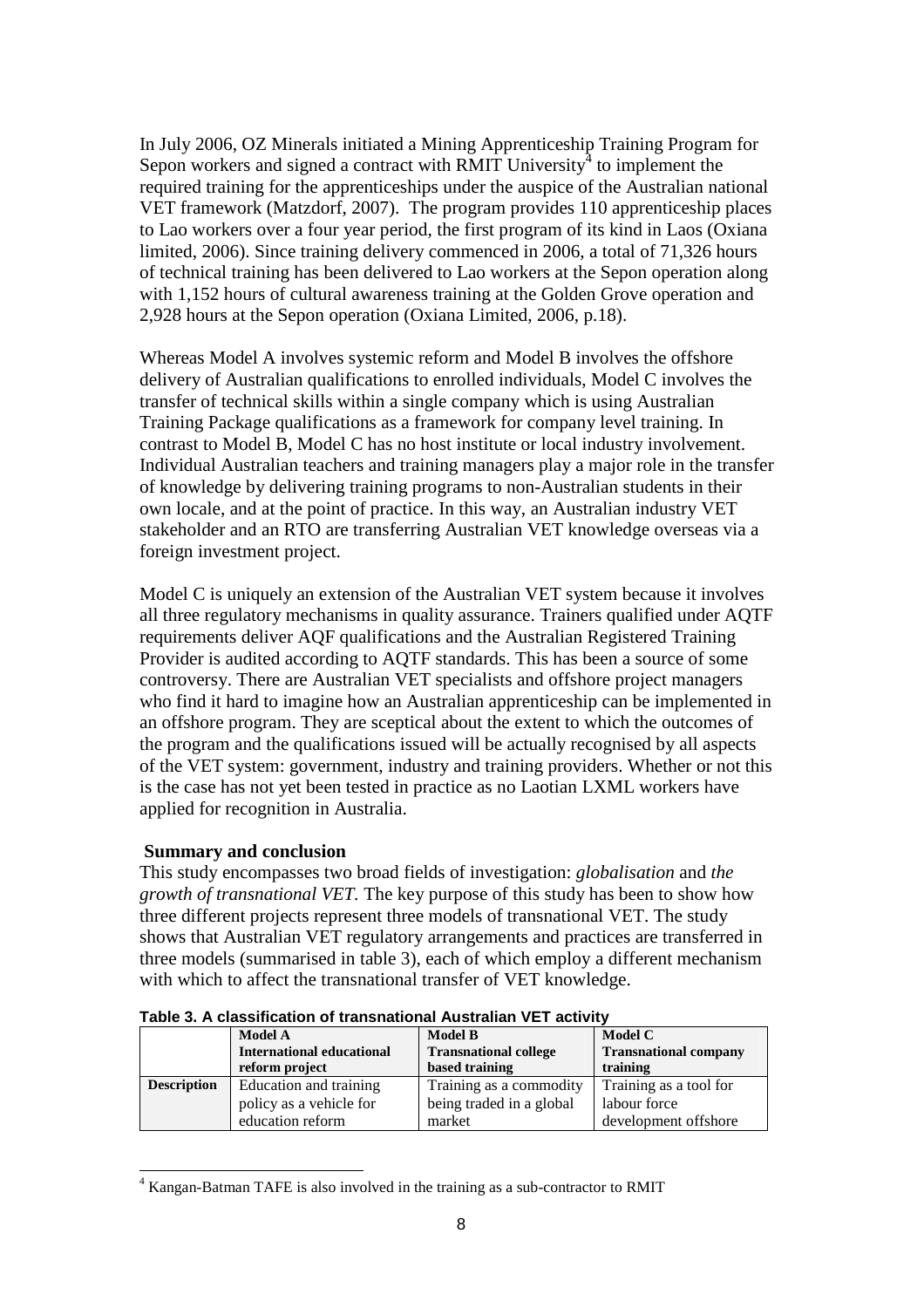In July 2006, OZ Minerals initiated a Mining Apprenticeship Training Program for Sepon workers and signed a contract with RMIT University[4] to implement the required training for the apprenticeships under the auspice of the Australian national VET framework (Matzdorf, 2007). The program provides 110 apprenticeship places to Lao workers over a four year period, the first program of its kind in Laos (Oxiana limited, 2006). Since training delivery commenced in 2006, a total of 71,326 hours of technical training has been delivered to Lao workers at the Sepon operation along with 1,152 hours of cultural awareness training at the Golden Grove operation and 2,928 hours at the Sepon operation (Oxiana Limited, 2006, p.18).

Whereas Model A involves systemic reform and Model B involves the offshore delivery of Australian qualifications to enrolled individuals, Model C involves the transfer of technical skills within a single company which is using Australian Training Package qualifications as a framework for company level training. In contrast to Model B, Model C has no host institute or local industry involvement. Individual Australian teachers and training managers play a major role in the transfer of knowledge by delivering training programs to non-Australian students in their own locale, and at the point of practice. In this way, an Australian industry VET stakeholder and an RTO are transferring Australian VET knowledge overseas via a foreign investment project.

Model C is uniquely an extension of the Australian VET system because it involves all three regulatory mechanisms in quality assurance. Trainers qualified under AQTF requirements deliver AQF qualifications and the Australian Registered Training Provider is audited according to AQTF standards. This has been a source of some controversy. There are Australian VET specialists and offshore project managers who find it hard to imagine how an Australian apprenticeship can be implemented in an offshore program. They are sceptical about the extent to which the outcomes of the program and the qualifications issued will be actually recognised by all aspects of the VET system: government, industry and training providers. Whether or not this is the case has not yet been tested in practice as no Laotian LXML workers have applied for recognition in Australia.

## Summary and conclusion

This study encompasses two broad fields of investigation: *globalisation* and *the growth of transnational VET.* The key purpose of this study has been to show how three different projects represent three models of transnational VET. The study shows that Australian VET regulatory arrangements and practices are transferred in three models (summarised in table 3), each of which employ a different mechanism with which to affect the transnational transfer of VET knowledge.

**Table 3. A classification of transnational Australian VET activity**

| | **Model A** **International educational reform project** | **Model B** **Transnational college based training** | **Model C** **Transnational company training** |
|---|---|---|---|
| **Description** | Education and training policy as a vehicle for education reform | Training as a commodity being traded in a global market | Training as a tool for labour force development offshore |

[4] Kangan-Batman TAFE is also involved in the training as a sub-contractor to RMIT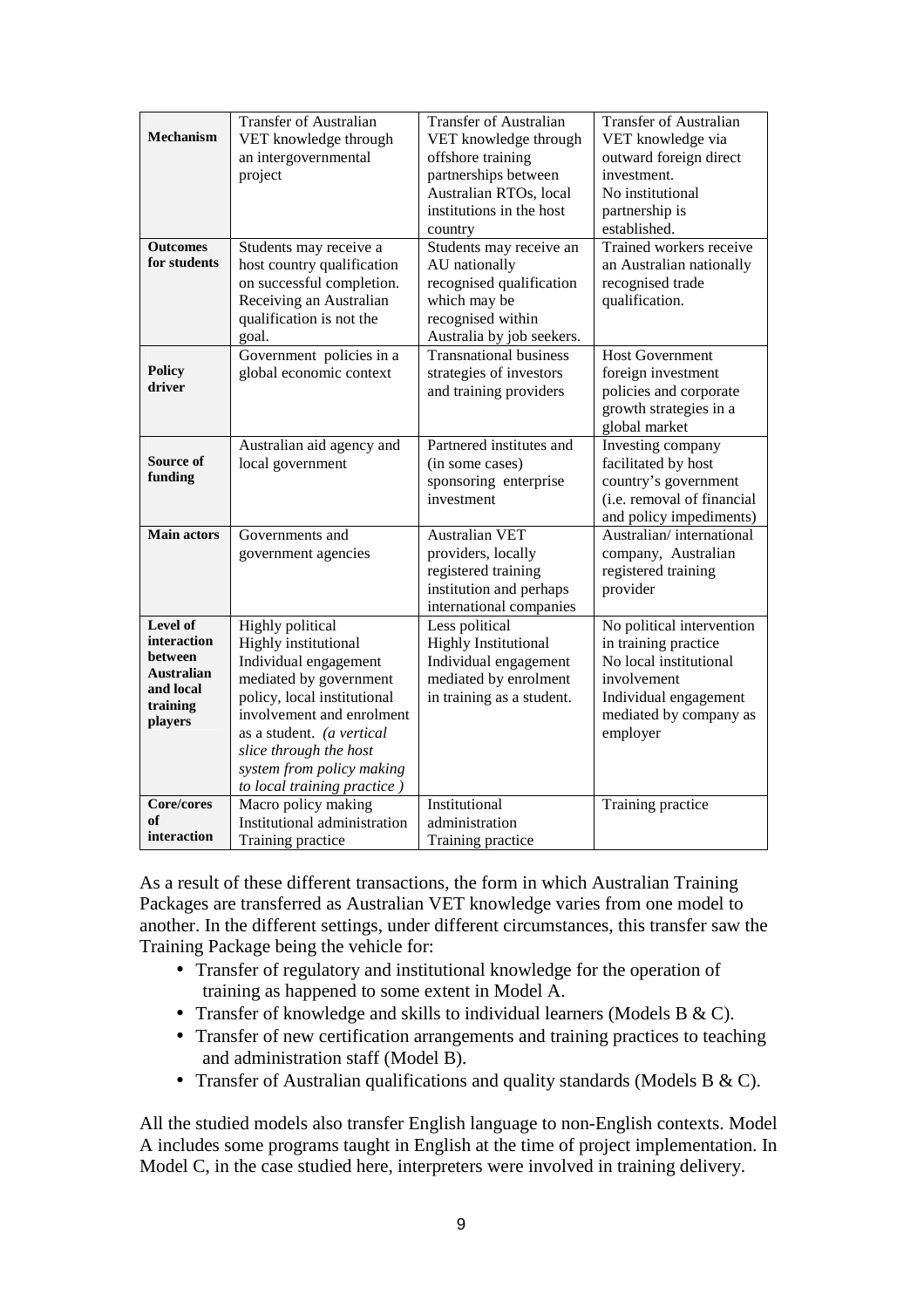| **Mechanism** | Transfer of Australian VET knowledge through an intergovernmental project | Transfer of Australian VET knowledge through offshore training partnerships between Australian RTOs, local institutions in the host country | Transfer of Australian VET knowledge via outward foreign direct investment. No institutional partnership is established. |
|---|---|---|---|
| **Outcomes for students** | Students may receive a host country qualification on successful completion. Receiving an Australian qualification is not the goal. | Students may receive an AU nationally recognised qualification which may be recognised within Australia by job seekers. | Trained workers receive an Australian nationally recognised trade qualification. |
| **Policy driver** | Government policies in a global economic context | Transnational business strategies of investors and training providers | Host Government foreign investment policies and corporate growth strategies in a global market |
| **Source of funding** | Australian aid agency and local government | Partnered institutes and (in some cases) sponsoring enterprise investment | Investing company facilitated by host country's government (i.e. removal of financial and policy impediments) |
| **Main actors** | Governments and government agencies | Australian VET providers, locally registered training institution and perhaps international companies | Australian/ international company, Australian registered training provider |
| **Level of interaction between Australian and local training players** | Highly political<br>Highly institutional<br>Individual engagement mediated by government policy, local institutional involvement and enrolment as a student. *(a vertical slice through the host system from policy making to local training practice )* | Less political<br>Highly Institutional<br>Individual engagement mediated by enrolment in training as a student. | No political intervention in training practice<br>No local institutional involvement<br>Individual engagement mediated by company as employer |
| **Core/cores of interaction** | Macro policy making<br>Institutional administration<br>Training practice | Institutional administration<br>Training practice | Training practice |

As a result of these different transactions, the form in which Australian Training Packages are transferred as Australian VET knowledge varies from one model to another. In the different settings, under different circumstances, this transfer saw the Training Package being the vehicle for:

- Transfer of regulatory and institutional knowledge for the operation of training as happened to some extent in Model A.
- Transfer of knowledge and skills to individual learners (Models B & C).
- Transfer of new certification arrangements and training practices to teaching and administration staff (Model B).
- Transfer of Australian qualifications and quality standards (Models B & C).

All the studied models also transfer English language to non-English contexts. Model A includes some programs taught in English at the time of project implementation. In Model C, in the case studied here, interpreters were involved in training delivery.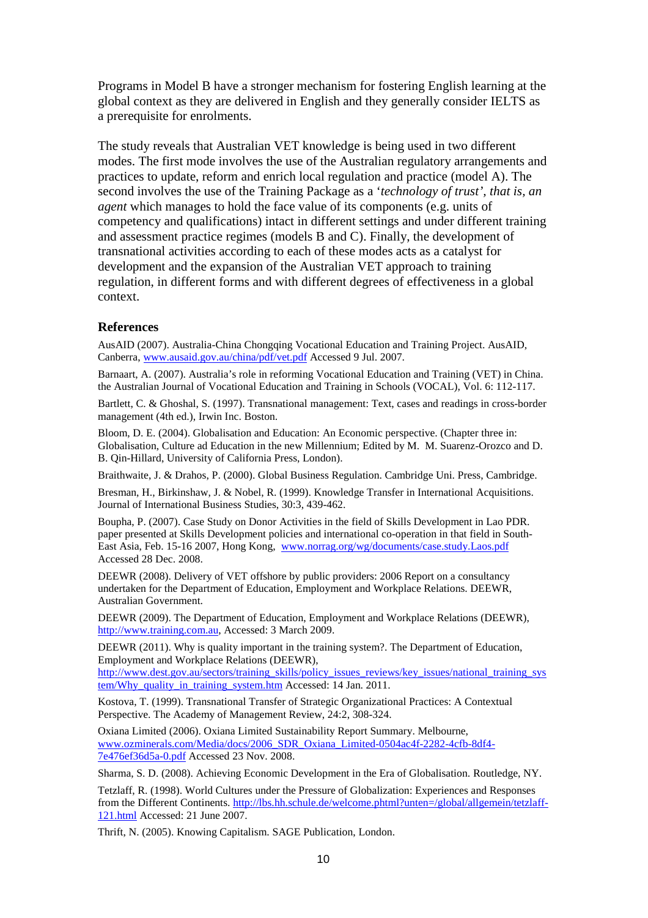Programs in Model B have a stronger mechanism for fostering English learning at the global context as they are delivered in English and they generally consider IELTS as a prerequisite for enrolments.

The study reveals that Australian VET knowledge is being used in two different modes. The first mode involves the use of the Australian regulatory arrangements and practices to update, reform and enrich local regulation and practice (model A). The second involves the use of the Training Package as a '*technology of trust', that is, an agent* which manages to hold the face value of its components (e.g. units of competency and qualifications) intact in different settings and under different training and assessment practice regimes (models B and C). Finally, the development of transnational activities according to each of these modes acts as a catalyst for development and the expansion of the Australian VET approach to training regulation, in different forms and with different degrees of effectiveness in a global context.

## References

AusAID (2007). Australia-China Chongqing Vocational Education and Training Project. AusAID, Canberra, www.ausaid.gov.au/china/pdf/vet.pdf Accessed 9 Jul. 2007.

Barnaart, A. (2007). Australia's role in reforming Vocational Education and Training (VET) in China. the Australian Journal of Vocational Education and Training in Schools (VOCAL), Vol. 6: 112-117.

Bartlett, C. & Ghoshal, S. (1997). Transnational management: Text, cases and readings in cross-border management (4th ed.), Irwin Inc. Boston.

Bloom, D. E. (2004). Globalisation and Education: An Economic perspective. (Chapter three in: Globalisation, Culture ad Education in the new Millennium; Edited by M. M. Suarenz-Orozco and D. B. Qin-Hillard, University of California Press, London).

Braithwaite, J. & Drahos, P. (2000). Global Business Regulation. Cambridge Uni. Press, Cambridge.

Bresman, H., Birkinshaw, J. & Nobel, R. (1999). Knowledge Transfer in International Acquisitions. Journal of International Business Studies, 30:3, 439-462.

Boupha, P. (2007). Case Study on Donor Activities in the field of Skills Development in Lao PDR. paper presented at Skills Development policies and international co-operation in that field in South-East Asia, Feb. 15-16 2007, Hong Kong, www.norrag.org/wg/documents/case.study.Laos.pdf Accessed 28 Dec. 2008.

DEEWR (2008). Delivery of VET offshore by public providers: 2006 Report on a consultancy undertaken for the Department of Education, Employment and Workplace Relations. DEEWR, Australian Government.

DEEWR (2009). The Department of Education, Employment and Workplace Relations (DEEWR), http://www.training.com.au, Accessed: 3 March 2009.

DEEWR (2011). Why is quality important in the training system?. The Department of Education, Employment and Workplace Relations (DEEWR), http://www.dest.gov.au/sectors/training_skills/policy_issues_reviews/key_issues/national_training_system/Why_quality_in_training_system.htm Accessed: 14 Jan. 2011.

Kostova, T. (1999). Transnational Transfer of Strategic Organizational Practices: A Contextual Perspective. The Academy of Management Review, 24:2, 308-324.

Oxiana Limited (2006). Oxiana Limited Sustainability Report Summary. Melbourne, www.ozminerals.com/Media/docs/2006_SDR_Oxiana_Limited-0504ac4f-2282-4cfb-8df4-7e476ef36d5a-0.pdf Accessed 23 Nov. 2008.

Sharma, S. D. (2008). Achieving Economic Development in the Era of Globalisation. Routledge, NY.

Tetzlaff, R. (1998). World Cultures under the Pressure of Globalization: Experiences and Responses from the Different Continents. http://lbs.hh.schule.de/welcome.phtml?unten=/global/allgemein/tetzlaff-121.html Accessed: 21 June 2007.

Thrift, N. (2005). Knowing Capitalism. SAGE Publication, London.